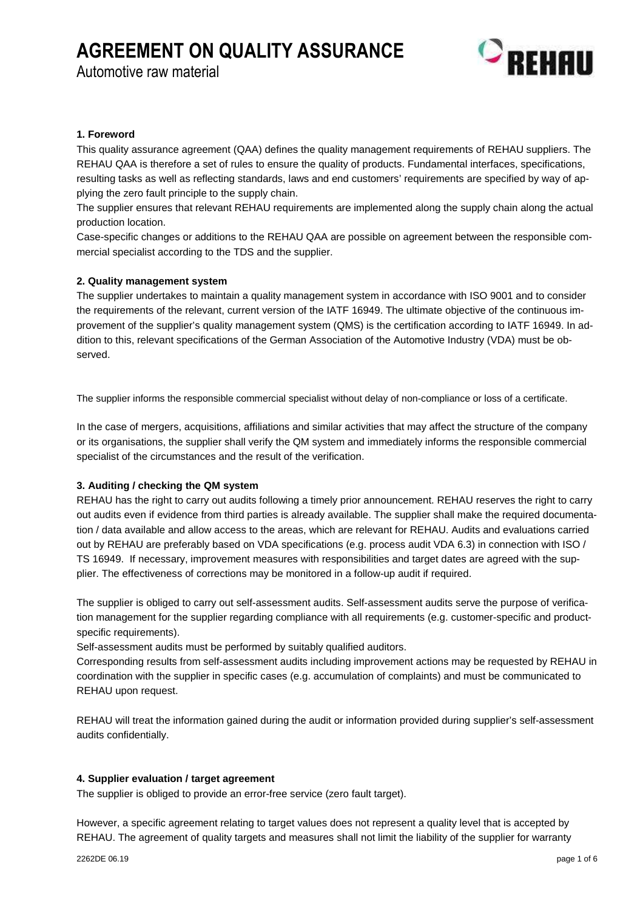# AGREEMENT ON QUALITY ASSURANCE

Automotive raw material

**1. Foreword**

This quality assurance agreement (QAA) defines the quality management requirements of REHAU suppliers. The REHAU QAA is therefore a set of rules to ensure the quality of products. Fundamental interfaces, specifications, resulting tasks as well as reflecting standards, laws and end customers' requirements are specified by way of applying the zero fault principle to the supply chain.

The supplier ensures that relevant REHAU requirements are implemented along the supply chain along the actual production location.

Case-specific changes or additions to the REHAU QAA are possible on agreement between the responsible commercial specialist according to the TDS and the supplier.

**2. Quality management system**

The supplier undertakes to maintain a quality management system in accordance with ISO 9001 and to consider the requirements of the relevant, current version of the IATF 16949. The ultimate objective of the continuous improvement of the supplier's quality management system (QMS) is the certification according to IATF 16949. In addition to this, relevant specifications of the German Association of the Automotive Industry (VDA) must be observed.

The supplier informs the responsible commercial specialist without delay of non-compliance or loss of a certificate.

In the case of mergers, acquisitions, affiliations and similar activities that may affect the structure of the company or its organisations, the supplier shall verify the QM system and immediately informs the responsible commercial specialist of the circumstances and the result of the verification.

**3. Auditing / checking the QM system**

REHAU has the right to carry out audits following a timely prior announcement. REHAU reserves the right to carry out audits even if evidence from third parties is already available. The supplier shall make the required documentation / data available and allow access to the areas, which are relevant for REHAU. Audits and evaluations carried out by REHAU are preferably based on VDA specifications (e.g. process audit VDA 6.3) in connection with ISO / TS 16949. If necessary, improvement measures with responsibilities and target dates are agreed with the supplier. The effectiveness of corrections may be monitored in a follow-up audit if required.

The supplier is obliged to carry out self-assessment audits. Self-assessment audits serve the purpose of verification management for the supplier regarding compliance with all requirements (e.g. customer-specific and product-specific requirements).

Self-assessment audits must be performed by suitably qualified auditors.

Corresponding results from self-assessment audits including improvement actions may be requested by REHAU in coordination with the supplier in specific cases (e.g. accumulation of complaints) and must be communicated to REHAU upon request.

REHAU will treat the information gained during the audit or information provided during supplier's self-assessment audits confidentially.

**4. Supplier evaluation / target agreement**

The supplier is obliged to provide an error-free service (zero fault target).

However, a specific agreement relating to target values does not represent a quality level that is accepted by REHAU. The agreement of quality targets and measures shall not limit the liability of the supplier for warranty

2262DE 06.19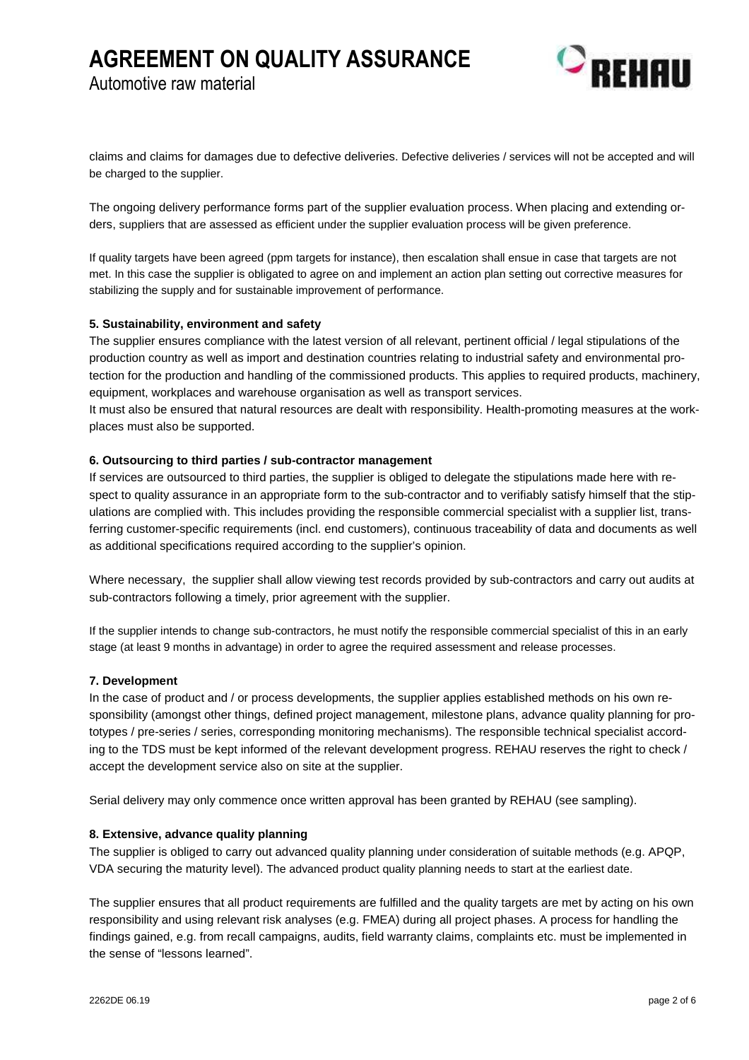claims and claims for damages due to defective deliveries. Defective deliveries / services will not be accepted and will be charged to the supplier.

The ongoing delivery performance forms part of the supplier evaluation process. When placing and extending orders, suppliers that are assessed as efficient under the supplier evaluation process will be given preference.

If quality targets have been agreed (ppm targets for instance), then escalation shall ensue in case that targets are not met. In this case the supplier is obligated to agree on and implement an action plan setting out corrective measures for stabilizing the supply and for sustainable improvement of performance.

**5. Sustainability, environment and safety**

The supplier ensures compliance with the latest version of all relevant, pertinent official / legal stipulations of the production country as well as import and destination countries relating to industrial safety and environmental protection for the production and handling of the commissioned products. This applies to required products, machinery, equipment, workplaces and warehouse organisation as well as transport services.

It must also be ensured that natural resources are dealt with responsibility. Health-promoting measures at the workplaces must also be supported.

**6. Outsourcing to third parties / sub-contractor management**

If services are outsourced to third parties, the supplier is obliged to delegate the stipulations made here with respect to quality assurance in an appropriate form to the sub-contractor and to verifiably satisfy himself that the stipulations are complied with. This includes providing the responsible commercial specialist with a supplier list, transferring customer-specific requirements (incl. end customers), continuous traceability of data and documents as well as additional specifications required according to the supplier's opinion.

Where necessary, the supplier shall allow viewing test records provided by sub-contractors and carry out audits at sub-contractors following a timely, prior agreement with the supplier.

If the supplier intends to change sub-contractors, he must notify the responsible commercial specialist of this in an early stage (at least 9 months in advantage) in order to agree the required assessment and release processes.

**7. Development**

In the case of product and / or process developments, the supplier applies established methods on his own responsibility (amongst other things, defined project management, milestone plans, advance quality planning for prototypes / pre-series / series, corresponding monitoring mechanisms). The responsible technical specialist according to the TDS must be kept informed of the relevant development progress. REHAU reserves the right to check / accept the development service also on site at the supplier.

Serial delivery may only commence once written approval has been granted by REHAU (see sampling).

**8. Extensive, advance quality planning**

The supplier is obliged to carry out advanced quality planning under consideration of suitable methods (e.g. APQP, VDA securing the maturity level). The advanced product quality planning needs to start at the earliest date.

The supplier ensures that all product requirements are fulfilled and the quality targets are met by acting on his own responsibility and using relevant risk analyses (e.g. FMEA) during all project phases. A process for handling the findings gained, e.g. from recall campaigns, audits, field warranty claims, complaints etc. must be implemented in the sense of "lessons learned".

2262DE 06.19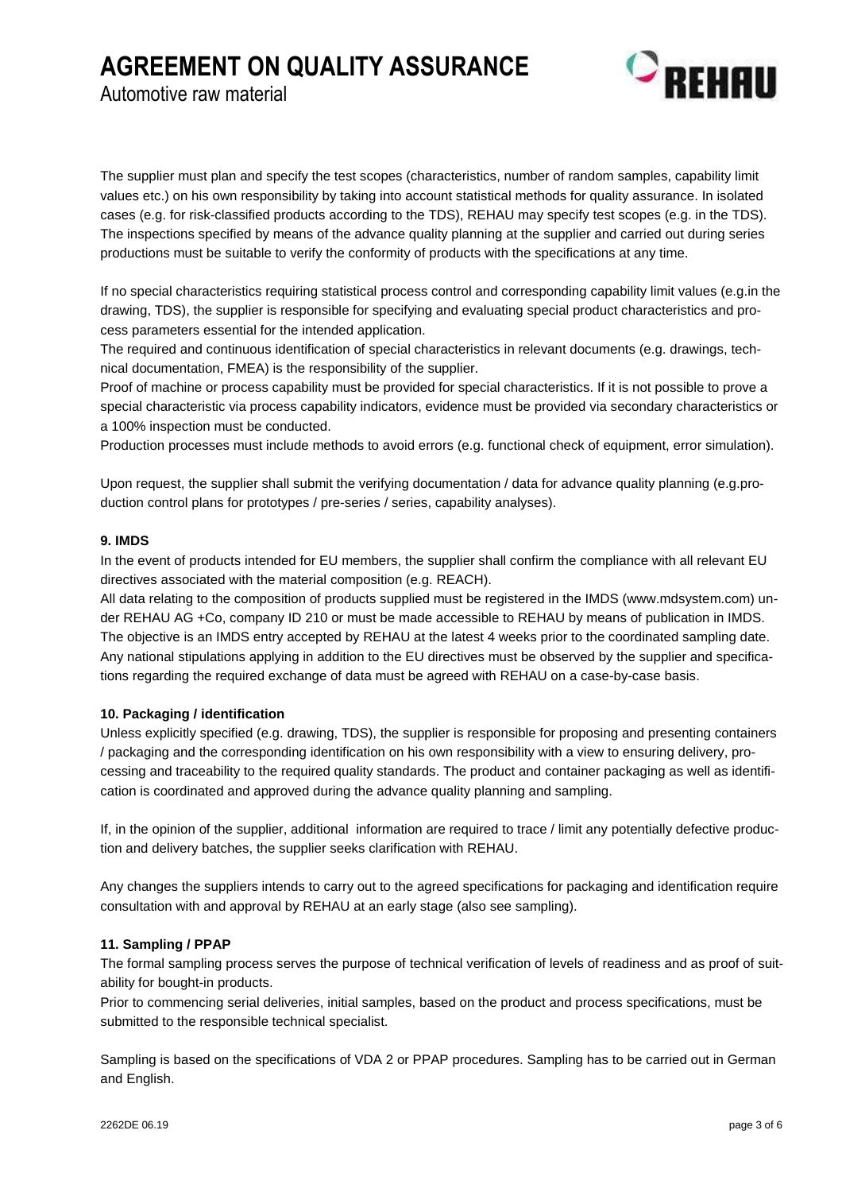The supplier must plan and specify the test scopes (characteristics, number of random samples, capability limit values etc.) on his own responsibility by taking into account statistical methods for quality assurance. In isolated cases (e.g. for risk-classified products according to the TDS), REHAU may specify test scopes (e.g. in the TDS). The inspections specified by means of the advance quality planning at the supplier and carried out during series productions must be suitable to verify the conformity of products with the specifications at any time.

If no special characteristics requiring statistical process control and corresponding capability limit values (e.g.in the drawing, TDS), the supplier is responsible for specifying and evaluating special product characteristics and process parameters essential for the intended application.
The required and continuous identification of special characteristics in relevant documents (e.g. drawings, technical documentation, FMEA) is the responsibility of the supplier.
Proof of machine or process capability must be provided for special characteristics. If it is not possible to prove a special characteristic via process capability indicators, evidence must be provided via secondary characteristics or a 100% inspection must be conducted.
Production processes must include methods to avoid errors (e.g. functional check of equipment, error simulation).

Upon request, the supplier shall submit the verifying documentation / data for advance quality planning (e.g.production control plans for prototypes / pre-series / series, capability analyses).

**9. IMDS**

In the event of products intended for EU members, the supplier shall confirm the compliance with all relevant EU directives associated with the material composition (e.g. REACH).
All data relating to the composition of products supplied must be registered in the IMDS (www.mdsystem.com) under REHAU AG +Co, company ID 210 or must be made accessible to REHAU by means of publication in IMDS. The objective is an IMDS entry accepted by REHAU at the latest 4 weeks prior to the coordinated sampling date. Any national stipulations applying in addition to the EU directives must be observed by the supplier and specifications regarding the required exchange of data must be agreed with REHAU on a case-by-case basis.

**10. Packaging / identification**

Unless explicitly specified (e.g. drawing, TDS), the supplier is responsible for proposing and presenting containers / packaging and the corresponding identification on his own responsibility with a view to ensuring delivery, processing and traceability to the required quality standards. The product and container packaging as well as identification is coordinated and approved during the advance quality planning and sampling.

If, in the opinion of the supplier, additional information are required to trace / limit any potentially defective production and delivery batches, the supplier seeks clarification with REHAU.

Any changes the suppliers intends to carry out to the agreed specifications for packaging and identification require consultation with and approval by REHAU at an early stage (also see sampling).

**11. Sampling / PPAP**

The formal sampling process serves the purpose of technical verification of levels of readiness and as proof of suitability for bought-in products.
Prior to commencing serial deliveries, initial samples, based on the product and process specifications, must be submitted to the responsible technical specialist.

Sampling is based on the specifications of VDA 2 or PPAP procedures. Sampling has to be carried out in German and English.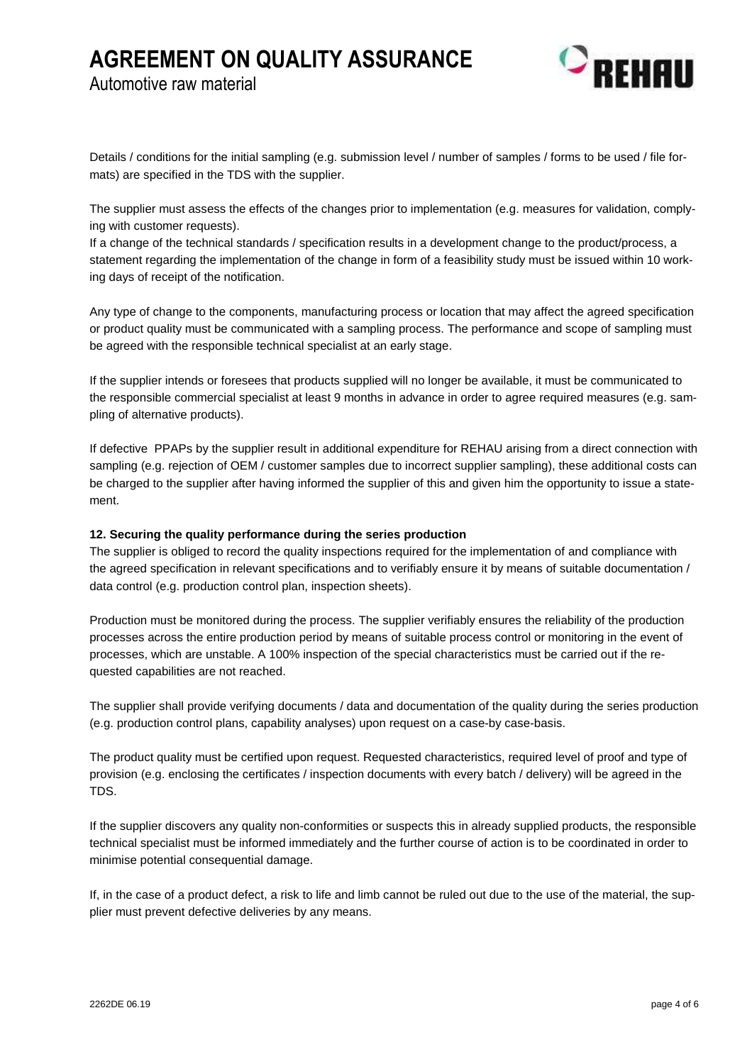Details / conditions for the initial sampling (e.g. submission level / number of samples / forms to be used / file formats) are specified in the TDS with the supplier.

The supplier must assess the effects of the changes prior to implementation (e.g. measures for validation, complying with customer requests).
If a change of the technical standards / specification results in a development change to the product/process, a statement regarding the implementation of the change in form of a feasibility study must be issued within 10 working days of receipt of the notification.

Any type of change to the components, manufacturing process or location that may affect the agreed specification or product quality must be communicated with a sampling process. The performance and scope of sampling must be agreed with the responsible technical specialist at an early stage.

If the supplier intends or foresees that products supplied will no longer be available, it must be communicated to the responsible commercial specialist at least 9 months in advance in order to agree required measures (e.g. sampling of alternative products).

If defective PPAPs by the supplier result in additional expenditure for REHAU arising from a direct connection with sampling (e.g. rejection of OEM / customer samples due to incorrect supplier sampling), these additional costs can be charged to the supplier after having informed the supplier of this and given him the opportunity to issue a statement.

**12. Securing the quality performance during the series production**

The supplier is obliged to record the quality inspections required for the implementation of and compliance with the agreed specification in relevant specifications and to verifiably ensure it by means of suitable documentation / data control (e.g. production control plan, inspection sheets).

Production must be monitored during the process. The supplier verifiably ensures the reliability of the production processes across the entire production period by means of suitable process control or monitoring in the event of processes, which are unstable. A 100% inspection of the special characteristics must be carried out if the requested capabilities are not reached.

The supplier shall provide verifying documents / data and documentation of the quality during the series production (e.g. production control plans, capability analyses) upon request on a case-by case-basis.

The product quality must be certified upon request. Requested characteristics, required level of proof and type of provision (e.g. enclosing the certificates / inspection documents with every batch / delivery) will be agreed in the TDS.

If the supplier discovers any quality non-conformities or suspects this in already supplied products, the responsible technical specialist must be informed immediately and the further course of action is to be coordinated in order to minimise potential consequential damage.

If, in the case of a product defect, a risk to life and limb cannot be ruled out due to the use of the material, the supplier must prevent defective deliveries by any means.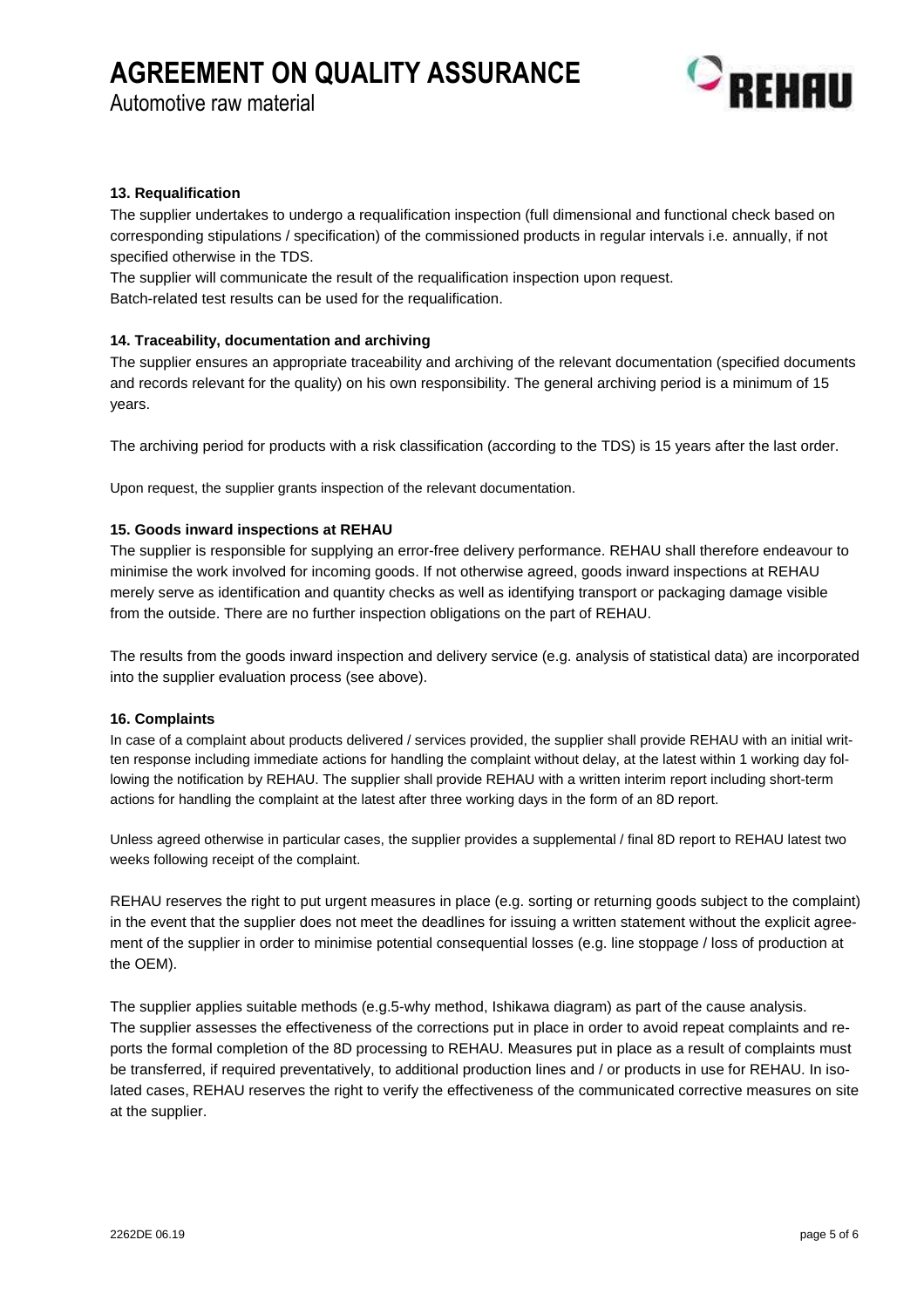### 13. Requalification

The supplier undertakes to undergo a requalification inspection (full dimensional and functional check based on corresponding stipulations / specification) of the commissioned products in regular intervals i.e. annually, if not specified otherwise in the TDS.

The supplier will communicate the result of the requalification inspection upon request.

Batch-related test results can be used for the requalification.

### 14. Traceability, documentation and archiving

The supplier ensures an appropriate traceability and archiving of the relevant documentation (specified documents and records relevant for the quality) on his own responsibility. The general archiving period is a minimum of 15 years.

The archiving period for products with a risk classification (according to the TDS) is 15 years after the last order.

Upon request, the supplier grants inspection of the relevant documentation.

### 15. Goods inward inspections at REHAU

The supplier is responsible for supplying an error-free delivery performance. REHAU shall therefore endeavour to minimise the work involved for incoming goods. If not otherwise agreed, goods inward inspections at REHAU merely serve as identification and quantity checks as well as identifying transport or packaging damage visible from the outside. There are no further inspection obligations on the part of REHAU.

The results from the goods inward inspection and delivery service (e.g. analysis of statistical data) are incorporated into the supplier evaluation process (see above).

### 16. Complaints

In case of a complaint about products delivered / services provided, the supplier shall provide REHAU with an initial written response including immediate actions for handling the complaint without delay, at the latest within 1 working day following the notification by REHAU. The supplier shall provide REHAU with a written interim report including short-term actions for handling the complaint at the latest after three working days in the form of an 8D report.

Unless agreed otherwise in particular cases, the supplier provides a supplemental / final 8D report to REHAU latest two weeks following receipt of the complaint.

REHAU reserves the right to put urgent measures in place (e.g. sorting or returning goods subject to the complaint) in the event that the supplier does not meet the deadlines for issuing a written statement without the explicit agreement of the supplier in order to minimise potential consequential losses (e.g. line stoppage / loss of production at the OEM).

The supplier applies suitable methods (e.g.5-why method, Ishikawa diagram) as part of the cause analysis. The supplier assesses the effectiveness of the corrections put in place in order to avoid repeat complaints and reports the formal completion of the 8D processing to REHAU. Measures put in place as a result of complaints must be transferred, if required preventatively, to additional production lines and / or products in use for REHAU. In isolated cases, REHAU reserves the right to verify the effectiveness of the communicated corrective measures on site at the supplier.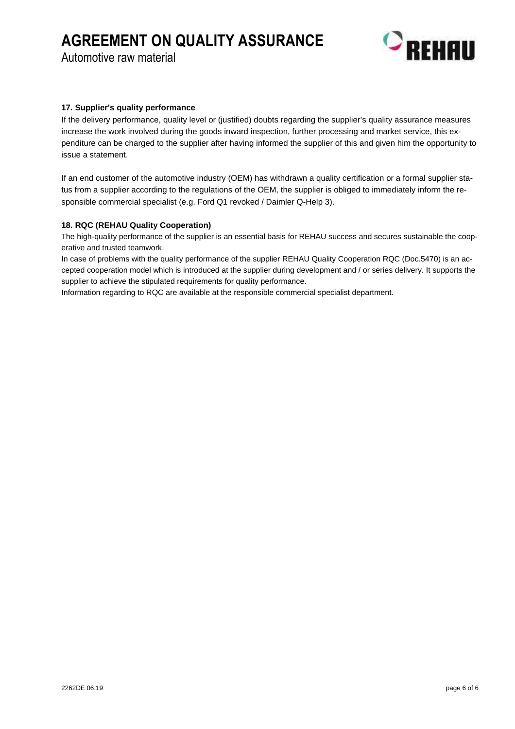### 17. Supplier's quality performance

If the delivery performance, quality level or (justified) doubts regarding the supplier's quality assurance measures increase the work involved during the goods inward inspection, further processing and market service, this expenditure can be charged to the supplier after having informed the supplier of this and given him the opportunity to issue a statement.

If an end customer of the automotive industry (OEM) has withdrawn a quality certification or a formal supplier status from a supplier according to the regulations of the OEM, the supplier is obliged to immediately inform the responsible commercial specialist (e.g. Ford Q1 revoked / Daimler Q-Help 3).

### 18. RQC (REHAU Quality Cooperation)

The high-quality performance of the supplier is an essential basis for REHAU success and secures sustainable the cooperative and trusted teamwork.

In case of problems with the quality performance of the supplier REHAU Quality Cooperation RQC (Doc.5470) is an accepted cooperation model which is introduced at the supplier during development and / or series delivery. It supports the supplier to achieve the stipulated requirements for quality performance.

Information regarding to RQC are available at the responsible commercial specialist department.